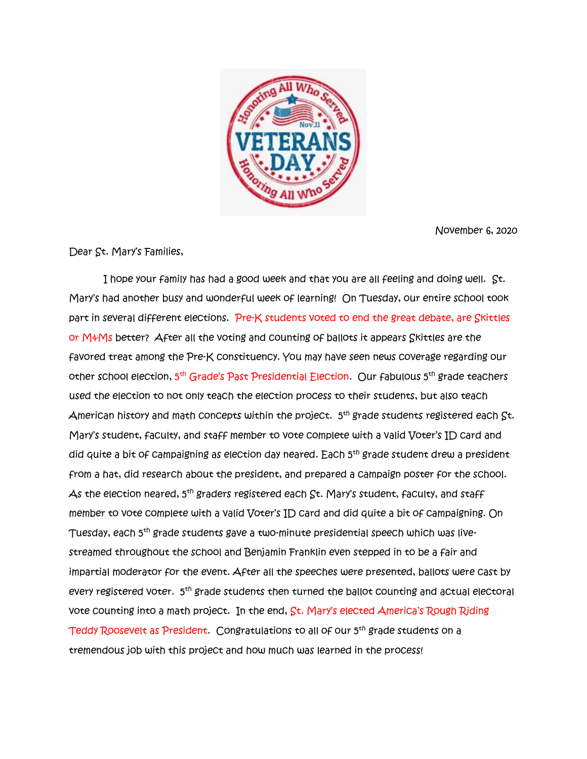November 6, 2020

Dear St. Mary's Families,

I hope your family has had a good week and that you are all feeling and doing well. St. Mary's had another busy and wonderful week of learning! On Tuesday, our entire school took part in several different elections. Pre-K students voted to end the great debate, are Skittles or M&Ms better? After all the voting and counting of ballots it appears Skittles are the favored treat among the Pre-K constituency. You may have seen news coverage regarding our other school election, 5th Grade's Past Presidential Election. Our fabulous 5th grade teachers used the election to not only teach the election process to their students, but also teach American history and math concepts within the project. 5th grade students registered each St. Mary's student, faculty, and staff member to vote complete with a valid Voter's ID card and did quite a bit of campaigning as election day neared. Each 5th grade student drew a president from a hat, did research about the president, and prepared a campaign poster for the school. As the election neared, 5th graders registered each St. Mary's student, faculty, and staff member to vote complete with a valid Voter's ID card and did quite a bit of campaigning. On Tuesday, each 5th grade students gave a two-minute presidential speech which was live-streamed throughout the school and Benjamin Franklin even stepped in to be a fair and impartial moderator for the event. After all the speeches were presented, ballots were cast by every registered voter. 5th grade students then turned the ballot counting and actual electoral vote counting into a math project. In the end, St. Mary's elected America's Rough Riding Teddy Roosevelt as President. Congratulations to all of our 5th grade students on a tremendous job with this project and how much was learned in the process!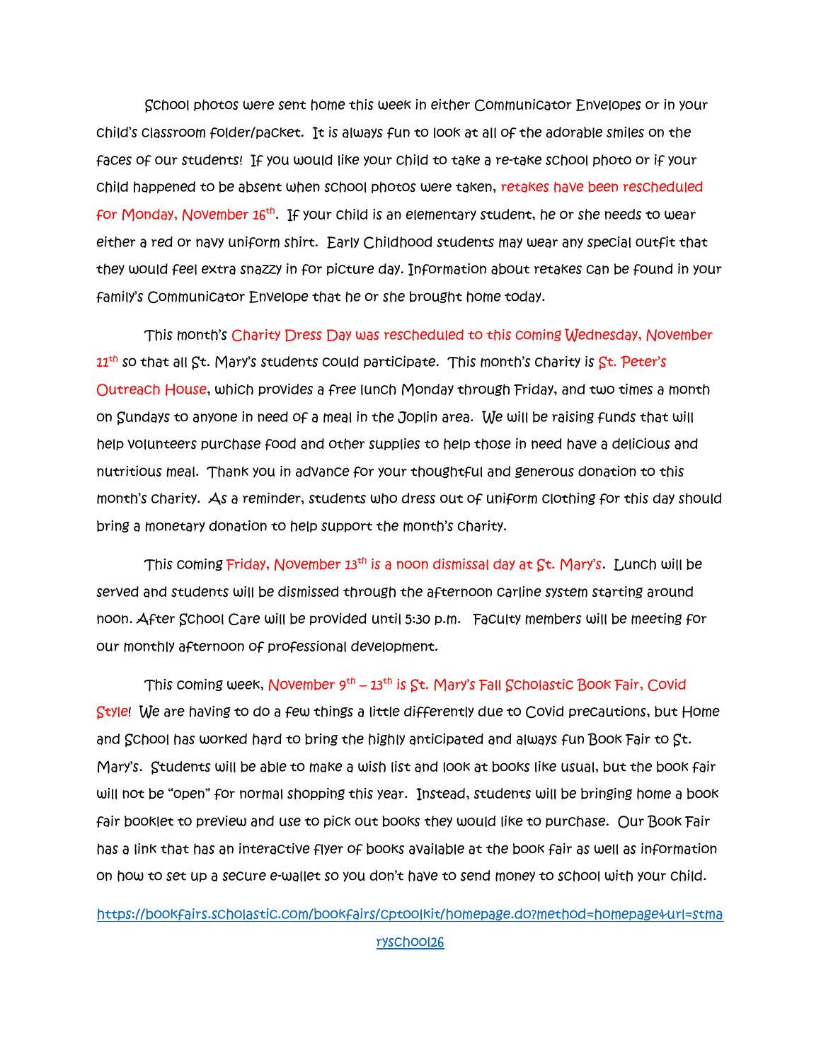School photos were sent home this week in either Communicator Envelopes or in your child's classroom folder/packet. It is always fun to look at all of the adorable smiles on the faces of our students! If you would like your child to take a re-take school photo or if your child happened to be absent when school photos were taken, retakes have been rescheduled for Monday, November 16th. If your child is an elementary student, he or she needs to wear either a red or navy uniform shirt. Early Childhood students may wear any special outfit that they would feel extra snazzy in for picture day. Information about retakes can be found in your family's Communicator Envelope that he or she brought home today.

This month's Charity Dress Day was rescheduled to this coming Wednesday, November 11th so that all St. Mary's students could participate. This month's charity is St. Peter's Outreach House, which provides a free lunch Monday through Friday, and two times a month on Sundays to anyone in need of a meal in the Joplin area. We will be raising funds that will help volunteers purchase food and other supplies to help those in need have a delicious and nutritious meal. Thank you in advance for your thoughtful and generous donation to this month's charity. As a reminder, students who dress out of uniform clothing for this day should bring a monetary donation to help support the month's charity.

This coming Friday, November 13th is a noon dismissal day at St. Mary's. Lunch will be served and students will be dismissed through the afternoon carline system starting around noon. After School Care will be provided until 5:30 p.m. Faculty members will be meeting for our monthly afternoon of professional development.

This coming week, November 9th – 13th is St. Mary's Fall Scholastic Book Fair, Covid Style! We are having to do a few things a little differently due to Covid precautions, but Home and School has worked hard to bring the highly anticipated and always fun Book Fair to St. Mary's. Students will be able to make a wish list and look at books like usual, but the book fair will not be "open" for normal shopping this year. Instead, students will be bringing home a book fair booklet to preview and use to pick out books they would like to purchase. Our Book Fair has a link that has an interactive flyer of books available at the book fair as well as information on how to set up a secure e-wallet so you don't have to send money to school with your child.

https://bookfairs.scholastic.com/bookfairs/cptoolkit/homepage.do?method=homepage&url=stmaryschool26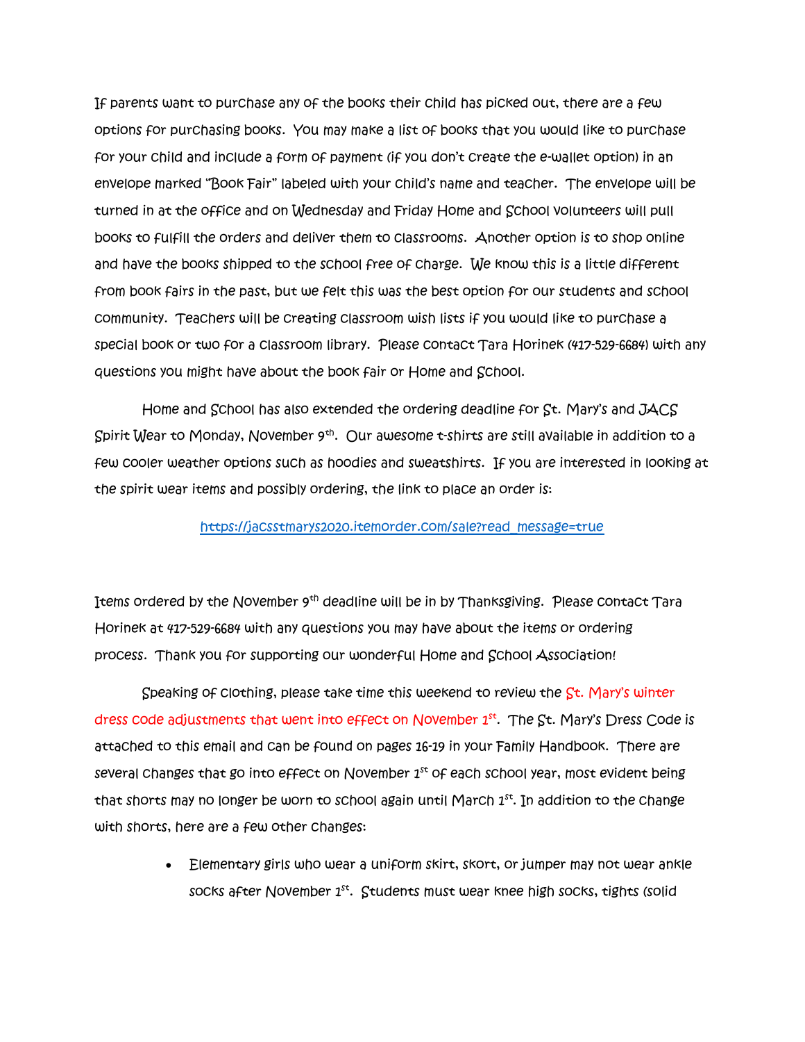If parents want to purchase any of the books their child has picked out, there are a few options for purchasing books. You may make a list of books that you would like to purchase for your child and include a form of payment (if you don't create the e-wallet option) in an envelope marked "Book Fair" labeled with your child's name and teacher. The envelope will be turned in at the office and on Wednesday and Friday Home and School volunteers will pull books to fulfill the orders and deliver them to classrooms. Another option is to shop online and have the books shipped to the school free of charge. We know this is a little different from book fairs in the past, but we felt this was the best option for our students and school community. Teachers will be creating classroom wish lists if you would like to purchase a special book or two for a classroom library. Please contact Tara Horinek (417-529-6684) with any questions you might have about the book fair or Home and School.

Home and School has also extended the ordering deadline for St. Mary's and JACS Spirit Wear to Monday, November 9th. Our awesome t-shirts are still available in addition to a few cooler weather options such as hoodies and sweatshirts. If you are interested in looking at the spirit wear items and possibly ordering, the link to place an order is:

https://jacsstmarys2020.itemorder.com/sale?read_message=true

Items ordered by the November 9th deadline will be in by Thanksgiving. Please contact Tara Horinek at 417-529-6684 with any questions you may have about the items or ordering process. Thank you for supporting our wonderful Home and School Association!

Speaking of clothing, please take time this weekend to review the St. Mary's winter dress code adjustments that went into effect on November 1st. The St. Mary's Dress Code is attached to this email and can be found on pages 16-19 in your Family Handbook. There are several changes that go into effect on November 1st of each school year, most evident being that shorts may no longer be worn to school again until March 1st. In addition to the change with shorts, here are a few other changes:

- Elementary girls who wear a uniform skirt, skort, or jumper may not wear ankle socks after November 1st. Students must wear knee high socks, tights (solid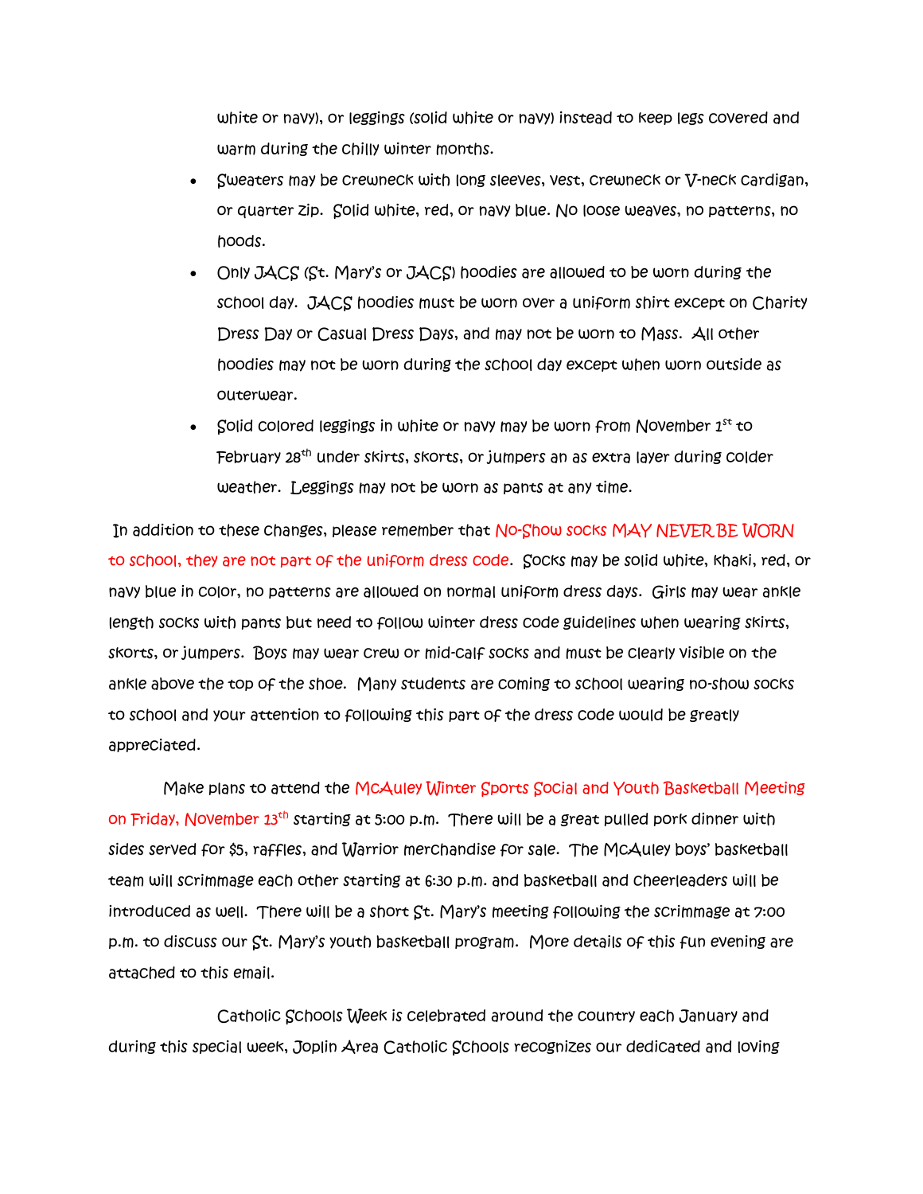white or navy), or leggings (solid white or navy) instead to keep legs covered and warm during the chilly winter months.

- Sweaters may be crewneck with long sleeves, vest, crewneck or V-neck cardigan, or quarter zip. Solid white, red, or navy blue. No loose weaves, no patterns, no hoods.
- Only JACS (St. Mary's or JACS) hoodies are allowed to be worn during the school day. JACS hoodies must be worn over a uniform shirt except on Charity Dress Day or Casual Dress Days, and may not be worn to Mass. All other hoodies may not be worn during the school day except when worn outside as outerwear.
- Solid colored leggings in white or navy may be worn from November 1st to February 28th under skirts, skorts, or jumpers an as extra layer during colder weather. Leggings may not be worn as pants at any time.

In addition to these changes, please remember that No-Show socks MAY NEVER BE WORN to school, they are not part of the uniform dress code. Socks may be solid white, khaki, red, or navy blue in color, no patterns are allowed on normal uniform dress days. Girls may wear ankle length socks with pants but need to follow winter dress code guidelines when wearing skirts, skorts, or jumpers. Boys may wear crew or mid-calf socks and must be clearly visible on the ankle above the top of the shoe. Many students are coming to school wearing no-show socks to school and your attention to following this part of the dress code would be greatly appreciated.

Make plans to attend the McAuley Winter Sports Social and Youth Basketball Meeting on Friday, November 13th starting at 5:00 p.m. There will be a great pulled pork dinner with sides served for $5, raffles, and Warrior merchandise for sale. The McAuley boys' basketball team will scrimmage each other starting at 6:30 p.m. and basketball and cheerleaders will be introduced as well. There will be a short St. Mary's meeting following the scrimmage at 7:00 p.m. to discuss our St. Mary's youth basketball program. More details of this fun evening are attached to this email.

Catholic Schools Week is celebrated around the country each January and during this special week, Joplin Area Catholic Schools recognizes our dedicated and loving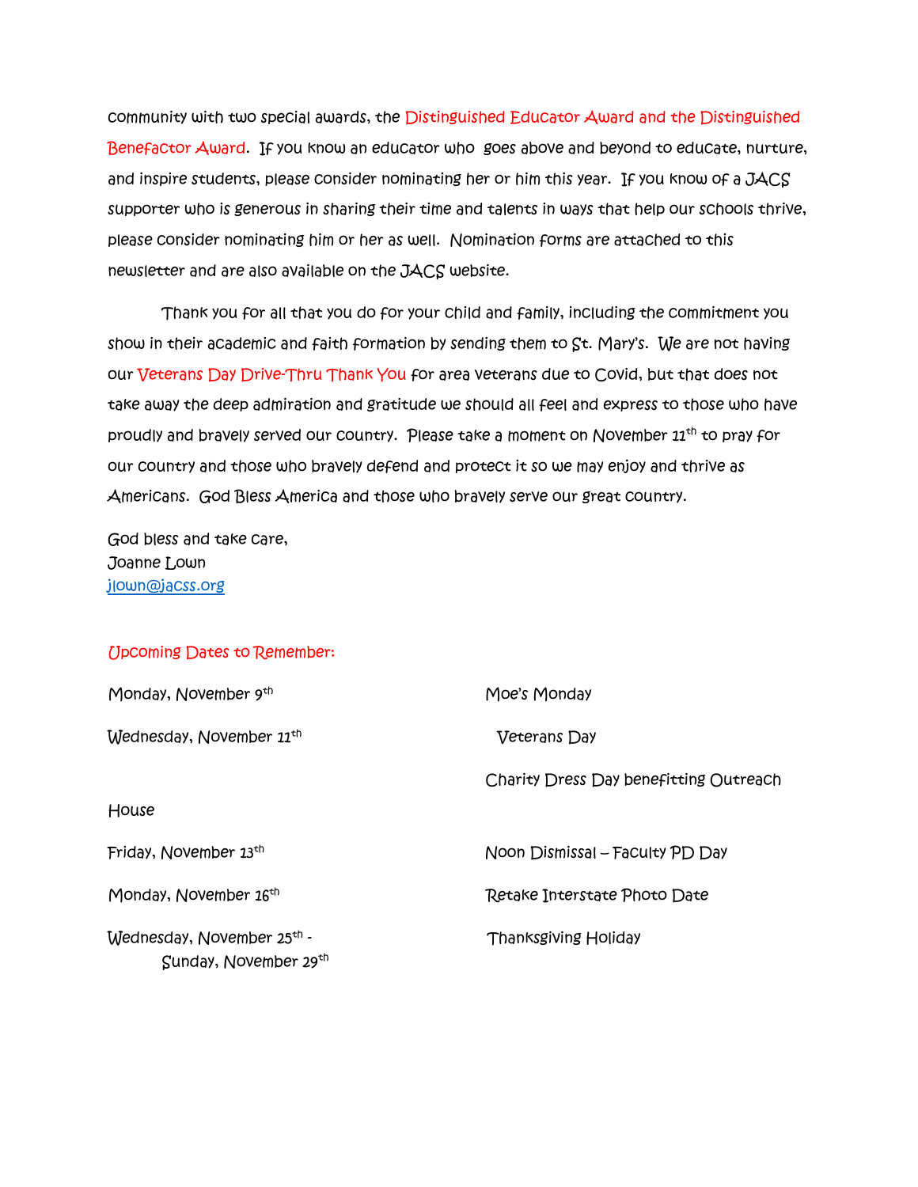community with two special awards, the Distinguished Educator Award and the Distinguished Benefactor Award. If you know an educator who goes above and beyond to educate, nurture, and inspire students, please consider nominating her or him this year. If you know of a JACS supporter who is generous in sharing their time and talents in ways that help our schools thrive, please consider nominating him or her as well. Nomination forms are attached to this newsletter and are also available on the JACS website.

Thank you for all that you do for your child and family, including the commitment you show in their academic and faith formation by sending them to St. Mary's. We are not having our Veterans Day Drive-Thru Thank You for area veterans due to Covid, but that does not take away the deep admiration and gratitude we should all feel and express to those who have proudly and bravely served our country. Please take a moment on November 11th to pray for our country and those who bravely defend and protect it so we may enjoy and thrive as Americans. God Bless America and those who bravely serve our great country.

God bless and take care,
Joanne Lown
jlown@jacss.org

## Upcoming Dates to Remember:

| | |
|---|---|
| Monday, November 9th | Moe's Monday |
| Wednesday, November 11th | Veterans Day |
| | Charity Dress Day benefitting Outreach House |
| Friday, November 13th | Noon Dismissal – Faculty PD Day |
| Monday, November 16th | Retake Interstate Photo Date |
| Wednesday, November 25th - Sunday, November 29th | Thanksgiving Holiday |